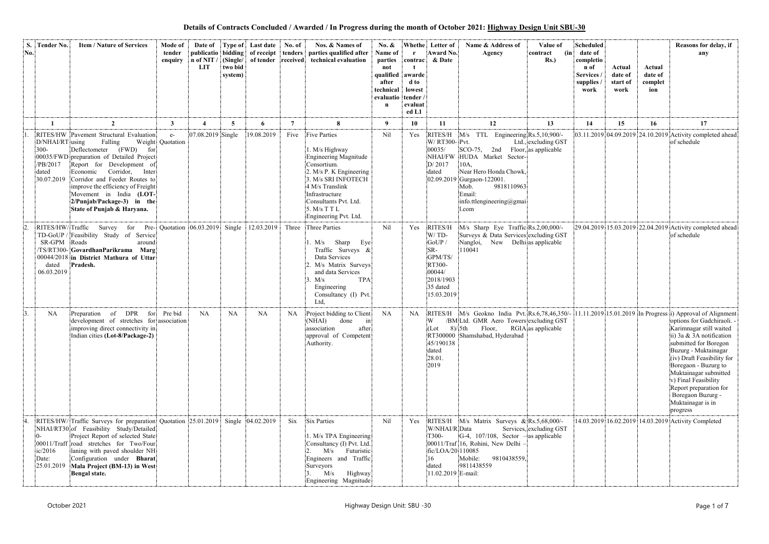## Details of Contracts Concluded / Awarded / In Progress during the month of October 2021: Highway Design Unit SBU-30

| S. No. | Tender No. | Item / Nature of Services | Mode of tender enquiry | Date of publication of NIT / LIT | Type of bidding (Single/ two bid system) | Last date of receipt of tender | No. of tenders received | Nos. & Names of parties qualified after technical evaluation | No. & Name of parties not qualified after technical evaluation | Whether contract awarded to lowest tender / evaluated L1 | Letter of Award No. & Date | Name & Address of Agency | Value of contract (in Rs.) | Scheduled date of completion of Services / supplies / work | Actual date of start of work | Actual date of completion | Reasons for delay, if any |
|---|---|---|---|---|---|---|---|---|---|---|---|---|---|---|---|---|---|
| 1 | 2 | 3 | 4 | 5 | 6 | 7 | 8 | 9 | 10 | 11 | 12 | 13 | 14 | 15 | 16 | 17 | |
| 1. | RITES/HWD/NHAI/RT300-00035/FWD/PB/2017 dated 30.07.2019 | Pavement Structural Evaluation using Falling Weight Deflectometer (FWD) for preparation of Detailed Project Report for Development of Economic Corridor, Inter Corridor and Feeder Routes to improve the efficiency of Freight Movement in India **(LOT-2/Punjab/Package-3) in the State of Punjab & Haryana.** | e-Quotation | 07.08.2019 | Single | 19.08.2019 | Five | Five Parties<br>1. M/s Highway Engineering Magnitude Consortium.<br>2. M/s P. K Engineering<br>3. M/s SRI INFOTECH<br>4 M/s Translink Infrastructure Consultants Pvt. Ltd.<br>5. M/s T T L Engineering Pvt. Ltd. | Nil | Yes | RITES/HW/ RT300-00035/ NHAI/FWD/ 2017 dated 02.09.2019 | M/s TTL Engineering Pvt. Ltd., SCO-75, 2nd Floor, HUDA Market Sector-10A, Near Hero Honda Chowk, Gurgaon-122001. Mob. 9818110963 Email: info.ttlengineering@gmail.com | Rs.5,10,900/- excluding GST as applicable | 03.11.2019 | 04.09.2019 | 24.10.2019 | Activity completed ahead of schedule |
| 2. | RITES/HW/TD-GoUP/SR-GPM/TS/RT300-00044/2018 dated 06.03.2019 | Traffic Survey for Pre-Feasibility Study of Service Roads around **GovardhanParikrama Marg in District Mathura of Uttar Pradesh.** | Quotation | 06.03.2019 | Single | 12.03.2019 | Three | Three Parties<br>1. M/s Sharp Eye Traffic Surveys & Data Services<br>2. M/s Matrix Surveys and data Services<br>3. M/s TPA Engineering Consultancy (I) Pvt. Ltd, | Nil | Yes | RITES/HW/TD-GoUP/SR-GPM/TS/RT300-00044/2018/190335 dated 15.03.2019 | M/s Sharp Eye Traffic Surveys & Data Services Nangloi, New Delhi 110041 | Rs.2,00,000/- excluding GST as applicable | 29.04.2019 | 15.03.2019 | 22.04.2019 | Activity completed ahead of schedule |
| 3. | NA | Preparation of DPR for development of stretches for improving direct connectivity in Indian cities **(Lot-8/Package-2)** | Pre bid association | NA | NA | NA | NA | Project bidding to Client (NHAI) done in association after approval of Competent Authority. | NA | NA | RITES/HW/BM (Lot 8)/RT300000 45/190138 dated 28.01.2019 | M/s Geokno India Pvt. Ltd. GMR Aero Towers 5th Floor, RGIA Shamshabad, Hyderabad | Rs.6,78,46,350/- excluding GST as applicable | 11.11.2019 | 15.01.2019 | In Progress | i) Approval of Alignment options for Gadchiraoli. - Karimnagar still waited<br>ii) 3a & 3A notification submitted for Boregon Buzurg - Muktainagar<br>(iv) Draft Feasibility for Boregaon - Buzurg to Muktainagar submitted<br>v) Final Feasibility Report preparation for Boregaon Buzurg - Muktainagar is in progress |
| 4. | RITES/HW/NHAI/RT300-00011/Traffic/2016 Date: 25.01.2019 | Traffic Surveys for preparation of Feasibility Study/Detailed Project Report of selected State road stretches for Two/Four laning with paved shoulder NH Configuration under **Bharat Mala Project (BM-13) in West Bengal state.** | Quotation | 25.01.2019 | Single | 04.02.2019 | Six | Six Parties<br>1. M/s TPA Engineering Consultancy (I) Pvt. Ltd.<br>2. M/s Futuristic Engineers and Traffic Surveyors<br>3. M/s Highway Engineering Magnitude | Nil | Yes | RITES/HW/NHAI/RT300-00011/Traffic/LOA/2016 dated 11.02.2019 | M/s Matrix Surveys & Data Services, G-4, 107/108, Sector –16, Rohini, New Delhi – 110085 Mobile: 9810438559, 9811438559 E-mail: | Rs.5,68,000/- excluding GST as applicable | 14.03.2019 | 16.02.2019 | 14.03.2019 | Activity Completed |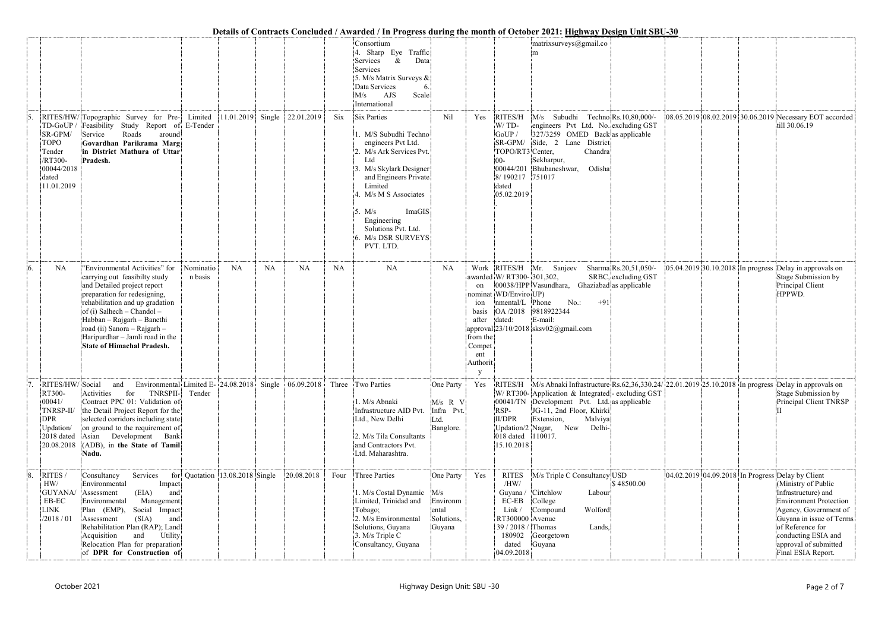**Details of Contracts Concluded / Awarded / In Progress during the month of October 2021: Highway Design Unit SBU-30**

| | | | | | | | | | | | | | | | | | |
|---|---|---|---|---|---|---|---|---|---|---|---|---|---|---|---|---|---|
| | | | | | | | | Consortium<br>4. Sharp Eye Traffic Services & Data Services<br>5. M/s Matrix Surveys & Data Services<br>6. M/s AJS Scale International | | | | matrixsurveys@gmail.com | | | | | |
| 5. | RITES/HW/TD-GoUP / SR-GPM/ TOPO Tender /RT300-00044/2018 dated 11.01.2019 | Topographic Survey for Pre-Feasibility Study Report of Service Roads around **Govardhan Parikrama Marg in District Mathura of Uttar Pradesh.** | Limited E-Tender | 11.01.2019 | Single | 22.01.2019 | Six | Six Parties<br>1. M/S Subudhi Techno engineers Pvt Ltd.<br>2. M/s Ark Services Pvt. Ltd<br>3. M/s Skylark Designer and Engineers Private Limited<br>4. M/s M S Associates<br>5. M/s ImaGIS Engineering Solutions Pvt. Ltd.<br>6. M/s DSR SURVEYS PVT. LTD. | Nil | Yes | RITES/HW/ TD-GoUP / SR-GPM/ TOPO/RT300-00044/2018/ 190217 dated 05.02.2019 | M/s Subudhi Techno engineers Pvt Ltd. No. 327/3259 OMED Back Side, 2 Lane District Center, Chandra Sekharpur, Bhubaneshwar, Odisha 751017 | Rs.10,80,000/- excluding GST as applicable | | 08.05.2019 | 08.02.2019 | 30.06.2019 | Necessary EOT accorded till 30.06.19 |
| 6. | NA | "Environmental Activities" for carrying out feasibilty study and Detailed project report preparation for redesigning, rehabilitation and up gradation of (i) Salhech – Chandol – Habban – Rajgarh – Banethi road (ii) Sanora – Rajgarh – Haripurdhar – Jamli road in the **State of Himachal Pradesh.** | Nominatio n basis | NA | NA | NA | NA | NA | NA | Work awarded on nomination basis after approval from the Competent Authority | RITES/HW/ RT300-00038/HPPWD/Environmental/LOA /2018 dated: 23/10/2018 | Mr. Sanjeev Sharma 301,302, SRBC, Vasundhara, Ghaziabad UP)<br>Phone No.: +91 9818922344<br>E-mail: sksv02@gmail.com | Rs.20,51,050/- excluding GST as applicable | | 05.04.2019 | 30.10.2018 | In progress | Delay in approvals on Stage Submission by Principal Client HPPWD. |
| 7. | RITES/HW/ RT300-00041/ TNRSP-II/ DPR Updation/ 2018 dated 20.08.2018 | Social and Environmental Activities for TNRSPII-Contract PPC 01: Validation of the Detail Project Report for the selected corridors including state on ground to the requirement of Asian Development Bank (ADB), in **the State of Tamil Nadu.** | Limited E-Tender | 24.08.2018 | Single | 06.09.2018 | Three | Two Parties<br>1. M/s Abnaki Infrastructure AID Pvt. Ltd., New Delhi<br>2. M/s Tila Consultants and Contractors Pvt. Ltd. Maharashtra. | One Party<br>M/s R V Infra Pvt. Ltd. Banglore. | Yes | RITES/HW/ RT300-00041/TNRSP-II/DPR Updation/2018 dated 15.10.2018 | M/s Abnaki Infrastructure Application & Integrated Development Pvt. Ltd. JG-11, 2nd Floor, Khirki Extension, Malviya Nagar, New Delhi-110017. | Rs.62,36,330.24/- excluding GST as applicable | 22.01.2019 | 25.10.2018 | In progress | | Delay in approvals on Stage Submission by Principal Client TNRSP II |
| 8. | RITES / HW/ GUYANA/ EB-EC LINK /2018 / 01 | Consultancy Services for Environmental Impact Assessment (EIA) and Environmental Management Plan (EMP), Social Impact Assessment (SIA) and Rehabilitation Plan (RAP); Land Acquisition and Utility Relocation Plan for preparation of **DPR for Construction of** | Quotation | 13.08.2018 | Single | 20.08.2018 | Four | Three Parties<br>1. M/s Costal Dynamic Limited, Trinidad and Tobago;<br>2. M/s Environmental Solutions, Guyana<br>3. M/s Triple C Consultancy, Guyana | One Party<br>M/s Environmental Solutions, Guyana | Yes | RITES /HW/ Guyana / EC-EB Link / RT300000 39 / 2018 / 180902 dated 04.09.2018 | M/s Triple C Consultancy Cirtchlow Labour College Compound Wolford Avenue Thomas Lands, Georgetown Guyana | USD $ 48500.00 | | 04.02.2019 | 04.09.2018 | In Progress | Delay by Client (Ministry of Public Infrastructure) and Environment Protection Agency, Government of Guyana in issue of Terms of Reference for conducting ESIA and approval of submitted Final ESIA Report. |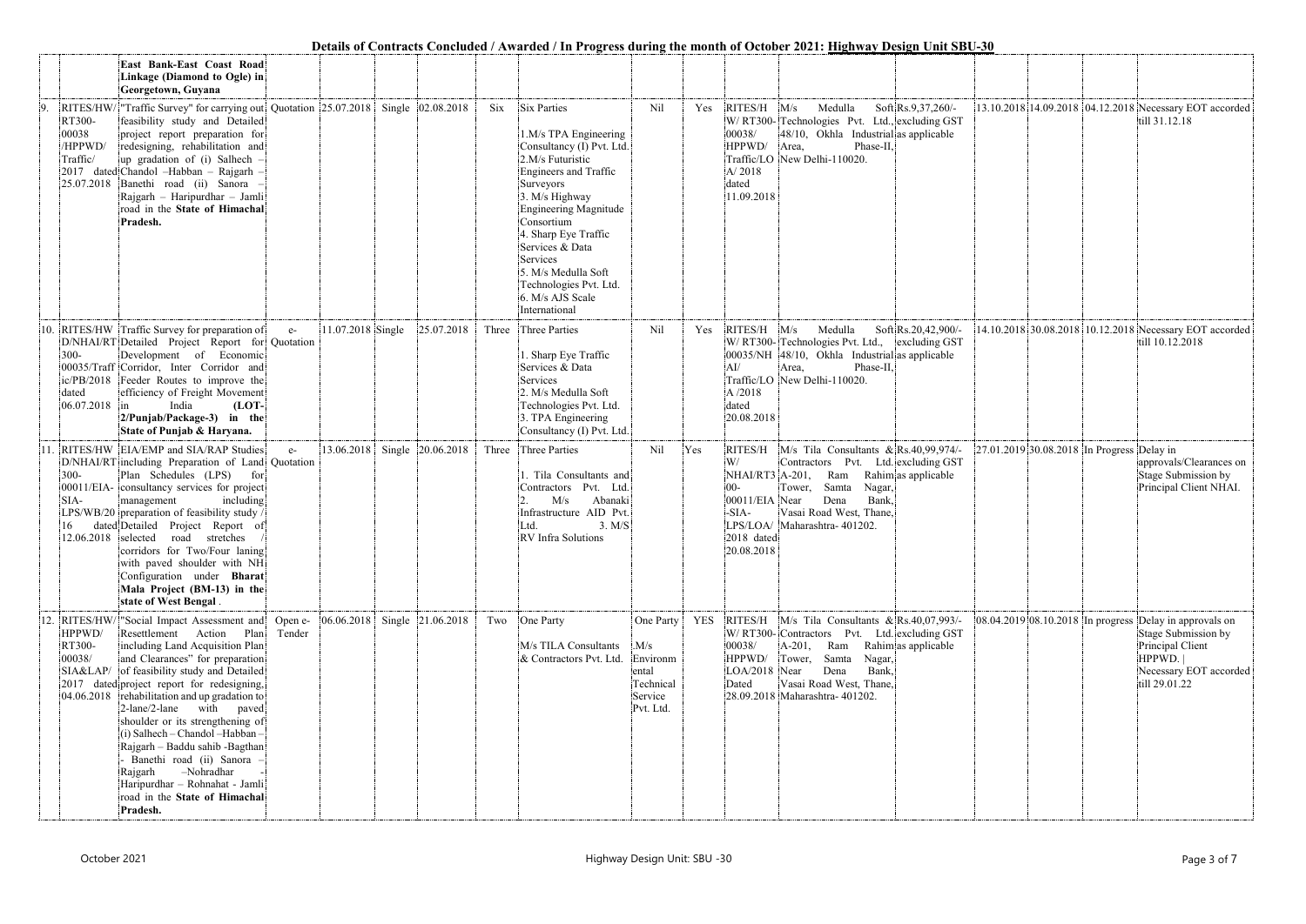**Details of Contracts Concluded / Awarded / In Progress during the month of October 2021: Highway Design Unit SBU-30**

| | | | | | | | | | | | | | | | | | |
|---|---|---|---|---|---|---|---|---|---|---|---|---|---|---|---|---|---|
| | | East Bank-East Coast Road Linkage (Diamond to Ogle) in Georgetown, Guyana | | | | | | | | | | | | | | | |
| 9. | RITES/HW/RT300-00038/HPPWD/Traffic/2017 dated 25.07.2018 | "Traffic Survey" for carrying out feasibility study and Detailed project report preparation for redesigning, rehabilitation and up gradation of (i) Salhech – Chandol –Habban – Rajgarh – Banethi road (ii) Sanora – Rajgarh – Haripurdhar – Jamli road in the **State of Himachal Pradesh.** | Quotation | 25.07.2018 | Single | 02.08.2018 | Six | Six Parties<br><br>1.M/s TPA Engineering Consultancy (I) Pvt. Ltd.<br>2.M/s Futuristic Engineers and Traffic Surveyors<br>3. M/s Highway Engineering Magnitude Consortium<br>4. Sharp Eye Traffic Services & Data Services<br>5. M/s Medulla Soft Technologies Pvt. Ltd.<br>6. M/s AJS Scale International | Nil | Yes | RITES/HW/RT300-00038/HPPWD/Traffic/LOA/2018 dated 11.09.2018 | M/s Medulla Soft Technologies Pvt. Ltd., 48/10, Okhla Industrial Area, Phase-II, New Delhi-110020. | Rs.9,37,260/- excluding GST as applicable | 13.10.2018 | 14.09.2018 | 04.12.2018 | Necessary EOT accorded till 31.12.18 |
| 10. | RITES/HWD/NHAI/RT300-00035/Traffic/PB/2018 dated 06.07.2018 | Traffic Survey for preparation of Detailed Project Report for Development of Economic Corridor, Inter Corridor and Feeder Routes to improve the efficiency of Freight Movement in India **(LOT-2/Punjab/Package-3) in the State of Punjab & Haryana.** | e-Quotation | 11.07.2018 | Single | 25.07.2018 | Three | Three Parties<br><br>1. Sharp Eye Traffic Services & Data Services<br>2. M/s Medulla Soft Technologies Pvt. Ltd.<br>3. TPA Engineering Consultancy (I) Pvt. Ltd. | Nil | Yes | RITES/HW/RT300-00035/NHAI/Traffic/LOA/2018 dated 20.08.2018 | M/s Medulla Soft Technologies Pvt. Ltd., 48/10, Okhla Industrial Area, Phase-II, New Delhi-110020. | Rs.20,42,900/- excluding GST as applicable | 14.10.2018 | 30.08.2018 | 10.12.2018 | Necessary EOT accorded till 10.12.2018 |
| 11. | RITES/HWD/NHAI/RT300-00011/EIA-SIA-LPS/WB/2016 dated 12.06.2018 | EIA/EMP and SIA/RAP Studies including Preparation of Land Plan Schedules (LPS) for consultancy services for project management including preparation of feasibility study / Detailed Project Report of selected road stretches / corridors for Two/Four laning with paved shoulder with NH Configuration under **Bharat Mala Project (BM-13) in the state of West Bengal**. | e-Quotation | 13.06.2018 | Single | 20.06.2018 | Three | Three Parties<br><br>1. Tila Consultants and Contractors Pvt. Ltd.<br>2. M/s Abanaki Infrastructure AID Pvt. Ltd.<br>3. M/S RV Infra Solutions | Nil | Yes | RITES/HW/NHAI/RT300-00011/EIA-SIA-LPS/LOA/2018 dated 20.08.2018 | M/s Tila Consultants & Contractors Pvt. Ltd. A-201, Ram Rahim Tower, Samta Nagar, Near Dena Bank, Vasai Road West, Thane, Maharashtra- 401202. | Rs.40,99,974/- excluding GST as applicable | 27.01.2019 | 30.08.2018 | In Progress | Delay in approvals/Clearances on Stage Submission by Principal Client NHAI. |
| 12. | RITES/HW/HPPWD/RT300-00038/SIA&LAP/2017 dated 04.06.2018 | "Social Impact Assessment and Resettlement Action Plan including Land Acquisition Plan and Clearances" for preparation of feasibility study and Detailed project report for redesigning, rehabilitation and up gradation to 2-lane/2-lane with paved shoulder or its strengthening of (i) Salhech – Chandol –Habban – Rajgarh – Baddu sahib -Bagthan - Banethi road (ii) Sanora – Rajgarh –Nohradhar - Haripurdhar – Rohnahat - Jamli road in the **State of Himachal Pradesh.** | Open e-Tender | 06.06.2018 | Single | 21.06.2018 | Two | One Party<br><br>M/s TILA Consultants & Contractors Pvt. Ltd. | One Party<br>M/s Environmental Technical Service Pvt. Ltd. | YES | RITES/HW/RT300-00038/HPPWD/LOA/2018 Dated 28.09.2018 | M/s Tila Consultants & Contractors Pvt. Ltd. A-201, Ram Rahim Tower, Samta Nagar, Near Dena Bank, Vasai Road West, Thane, Maharashtra- 401202. | Rs.40,07,993/- excluding GST as applicable | 08.04.2019 | 08.10.2018 | In progress | Delay in approvals on Stage Submission by Principal Client HPPWD. \| Necessary EOT accorded till 29.01.22 |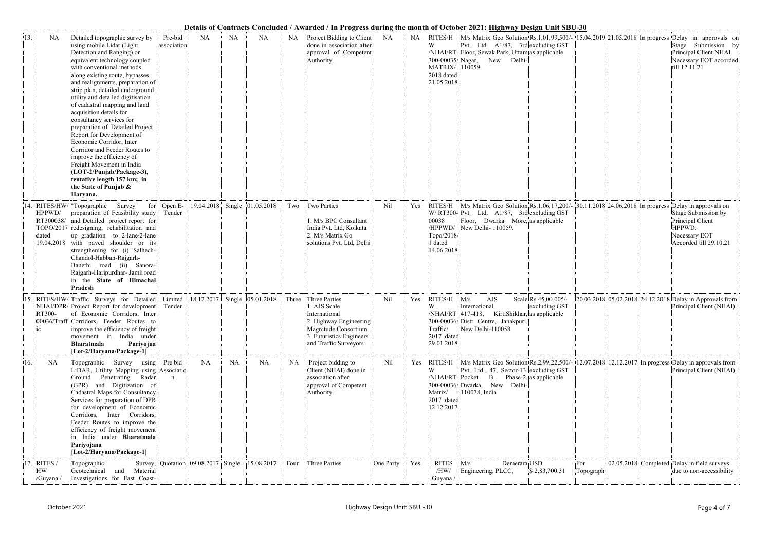**Details of Contracts Concluded / Awarded / In Progress during the month of October 2021: Highway Design Unit SBU-30**

| | | | | | | | | | | | | | | | | | | | |
|---|---|---|---|---|---|---|---|---|---|---|---|---|---|---|---|---|---|---|---|
| 13. | NA | Detailed topographic survey by using mobile Lidar (Light Detection and Ranging) or equivalent technology coupled with conventional methods along existing route, bypasses and realignments, preparation of strip plan, detailed underground utility and detailed digitisation of cadastral mapping and land acquisition details for consultancy services for preparation of Detailed Project Report for Development of Economic Corridor, Inter Corridor and Feeder Routes to improve the efficiency of Freight Movement in India **(LOT-2/Punjab/Package-3), tentative length 157 km; in the State of Punjab & Haryana.** | Pre-bid association | NA | NA | NA | NA | Project Bidding to Client done in association after approval of Competent Authority. | NA | NA | RITES/HW/NHAI/RT300-00035/MATRIX/2018 dated 21.05.2018 | M/s Matrix Geo Solution Pvt. Ltd. A1/87, 3rd Floor, Sewak Park, Uttam Nagar, New Delhi-110059. | Rs.1,01,99,500/- excluding GST as applicable | 15.04.2019 | 21.05.2018 | In progress | Delay in approvals on Stage Submission by Principal Client NHAI. Necessary EOT accorded till 12.11.21 |
| 14. | RITES/HW/HPPWD/RT300038/TOPO/2017 dated 19.04.2018 | "Topographic Survey" for preparation of Feasibility study and Detailed project report for redesigning, rehabilitation and up gradation to 2-lane/2-lane with paved shoulder or its strengthening for (i) Salhech-Chandol-Habban-Rajgarh-Banethi road (ii) Sanora-Rajgarh-Haripurdhar- Jamli road in the **State of Himachal Pradesh** | Open E-Tender | 19.04.2018 | Single | 01.05.2018 | Two | Two Parties<br>1. M/s BPC Consultant India Pvt. Ltd, Kolkata<br>2. M/s Matrix Go solutions Pvt. Ltd, Delhi | Nil | Yes | RITES/HW/RT300-00038/HPPWD/Topo/2018/1 dated 14.06.2018 | M/s Matrix Geo Solution Pvt. Ltd. A1/87, 3rd Floor, Dwarka More, New Delhi- 110059. | Rs.1,06,17,200/- excluding GST as applicable | 30.11.2018 | 24.06.2018 | In progress | Delay in approvals on Stage Submission by Principal Client HPPWD. Necessary EOT Accorded till 29.10.21 |
| 15. | RITES/HW/NHAI/DPR/RT300-00036/Traffic | Traffic Surveys for Detailed Project Report for development of Economic Corridors, Inter Corridors, Feeder Routes to improve the efficiency of freight movement in India under **Bharatmala Pariyojna [Lot-2/Haryana/Package-1]** | Limited Tender | 18.12.2017 | Single | 05.01.2018 | Three | Three Parties<br>1. AJS Scale International<br>2. Highway Engineering Magnitude Consortium<br>3. Futuristics Engineers and Traffic Surveyors | Nil | Yes | RITES/HW/NHAI/RT300-00036/Traffic/2017 dated 29.01.2018 | M/s AJS Scale International 417-418, KirtiShikhar, Distt Centre, Janakpuri, New Delhi-110058 | Rs.45,00,005/- excluding GST as applicable | 20.03.2018 | 05.02.2018 | 24.12.2018 | Delay in Approvals from Principal Client (NHAI) |
| 16. | NA | Topographic Survey using LiDAR, Utility Mapping using Ground Penetrating Radar (GPR) and Digitization of Cadastral Maps for Consultancy Services for preparation of DPR for development of Economic Corridors, Inter Corridors, Feeder Routes to improve the efficiency of freight movement in India under **Bharatmala Pariyojana [Lot-2/Haryana/Package-1]** | Pre bid Association | NA | NA | NA | NA | Project bidding to Client (NHAI) done in association after approval of Competent Authority. | Nil | Yes | RITES/HW/NHAI/RT300-00036/Matrix/2017 dated 12.12.2017 | M/s Matrix Geo Solution Pvt. Ltd., 47, Sector-13, Pocket B, Phase-2, Dwarka, New Delhi-110078, India | Rs.2,99,22,500/- excluding GST as applicable | 12.07.2018 | 12.12.2017 | In progress | Delay in approvals from Principal Client (NHAI) |
| 17. | RITES/HW/Guyana/ | Topographic Survey, Geotechnical and Material Investigations for East Coast- | Quotation | 09.08.2017 | Single | 15.08.2017 | Four | Three Parties | One Party | Yes | RITES/HW/Guyana/ | M/s Demerara Engineering. PLCC, | USD $ 2,83,700.31 | For Topograph | | 02.05.2018 Completed | Delay in field surveys due to non-accessibility |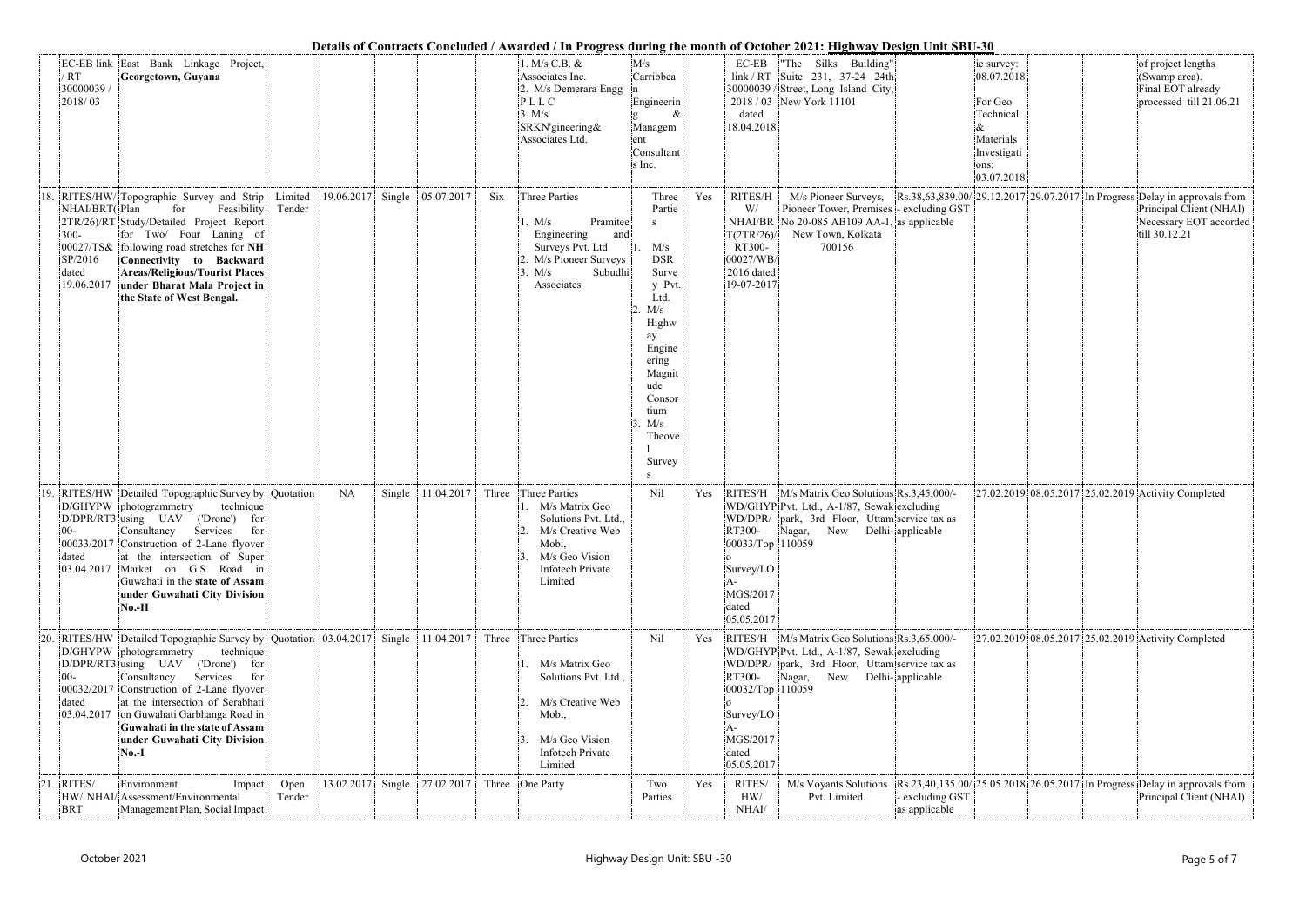# Details of Contracts Concluded / Awarded / In Progress during the month of October 2021: Highway Design Unit SBU-30

| | | | | | | | | | | | | | | | | | |
|---|---|---|---|---|---|---|---|---|---|---|---|---|---|---|---|---|---|
| | EC-EB link / RT 30000039 / 2018/ 03 | East Bank Linkage Project, **Georgetown, Guyana** | | | | | | 1. M/s C.B. & Associates Inc. 2. M/s Demerara Engg P L L C 3. M/s SRKN'gineering& Associates Ltd. | M/s Carribbean Engineering & Management Consultants Inc. | | EC-EB link / RT 30000039 / 2018 / 03 dated 18.04.2018 | "The Silks Building" Suite 231, 37-24 24th Street, Long Island City, New York 11101 | | ic survey: 08.07.2018 For Geo Technical & Materials Investigations: 03.07.2018 | | | of project lengths (Swamp area). Final EOT already processed till 21.06.21 |
| 18. | RITES/HW/ NHAI/BRT(Plan 2TR/26)/RT 300-00027/TS& SP/2016 dated 19.06.2017 | Topographic Survey and Strip for Feasibility Study/Detailed Project Report for Two/ Four Laning of following road stretches for **NH Connectivity to Backward Areas/Religious/Tourist Places under Bharat Mala Project in the State of West Bengal.** | Limited Tender | 19.06.2017 | Single | 05.07.2017 | Six | Three Parties 1. M/s Pramitee Engineering and Surveys Pvt. Ltd 2. M/s Pioneer Surveys 3. M/s Subudhi Associates | Three Parties 1. M/s DSR Survey Pvt. Ltd. 2. M/s Highway Engineering Magnitude Consortium 3. M/s Theovel Surveys | Yes | RITES/HW/ NHAI/BRT(2TR/26)/ RT300-00027/WB/ 2016 dated 19-07-2017 | M/s Pioneer Surveys, Pioneer Tower, Premises No 20-085 AB109 AA-1, New Town, Kolkata 700156 | Rs.38,63,839.00/- excluding GST as applicable | 29.12.2017 | 29.07.2017 | In Progress | Delay in approvals from Principal Client (NHAI) Necessary EOT accorded till 30.12.21 |
| 19. | RITES/HW D/GHYPW D/DPR/RT3 00-00033/2017 dated 03.04.2017 | Detailed Topographic Survey by photogrammetry technique using UAV ('Drone') for Consultancy Services for Construction of 2-Lane flyover at the intersection of Super Market on G.S Road in Guwahati in the **state of Assam under Guwahati City Division No.-II** | Quotation | NA | Single | 11.04.2017 | Three | Three Parties 1. M/s Matrix Geo Solutions Pvt. Ltd., 2. M/s Creative Web Mobi, 3. M/s Geo Vision Infotech Private Limited | Nil | Yes | RITES/HWD/GHYPWD/DPR/RT300-00033/Topo Survey/LOA-MGS/2017 dated 05.05.2017 | M/s Matrix Geo Solutions Pvt. Ltd., A-1/87, Sewak park, 3rd Floor, Uttam Nagar, New Delhi-110059 | Rs.3,45,000/- excluding service tax as applicable | 27.02.2019 | 08.05.2017 | 25.02.2019 | Activity Completed |
| 20. | RITES/HW D/GHYPW D/DPR/RT3 00-00032/2017 dated 03.04.2017 | Detailed Topographic Survey by photogrammetry technique using UAV ('Drone') for Consultancy Services for Construction of 2-Lane flyover at the intersection of Serabhati on Guwahati Garbhanga Road in **Guwahati in the state of Assam under Guwahati City Division No.-I** | Quotation | 03.04.2017 | Single | 11.04.2017 | Three | Three Parties 1. M/s Matrix Geo Solutions Pvt. Ltd., 2. M/s Creative Web Mobi, 3. M/s Geo Vision Infotech Private Limited | Nil | Yes | RITES/HWD/GHYPWD/DPR/RT300-00032/Topo Survey/LOA-MGS/2017 dated 05.05.2017 | M/s Matrix Geo Solutions Pvt. Ltd., A-1/87, Sewak park, 3rd Floor, Uttam Nagar, New Delhi-110059 | Rs.3,65,000/- excluding service tax as applicable | 27.02.2019 | 08.05.2017 | 25.02.2019 | Activity Completed |
| 21. | RITES/ HW/ NHAI/ BRT | Environment Impact Assessment/Environmental Management Plan, Social Impact | Open Tender | 13.02.2017 | Single | 27.02.2017 | Three | One Party | Two Parties | Yes | RITES/ HW/ NHAI/ | M/s Voyants Solutions Pvt. Limited. | Rs.23,40,135.00/- excluding GST as applicable | 25.05.2018 | 26.05.2017 | In Progress | Delay in approvals from Principal Client (NHAI) |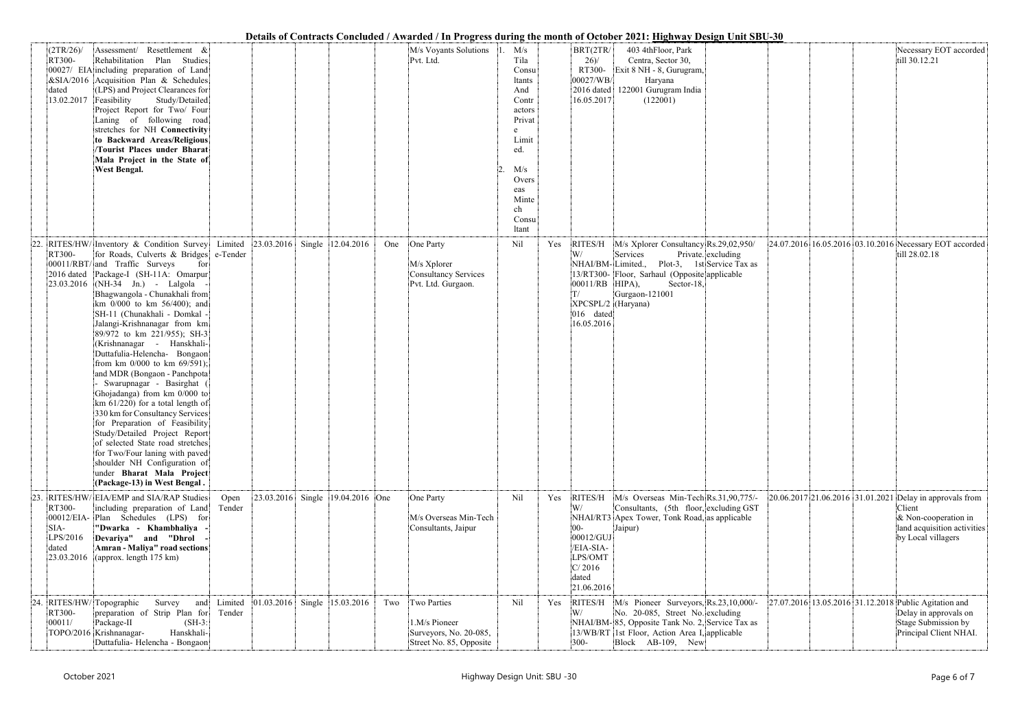**Details of Contracts Concluded / Awarded / In Progress during the month of October 2021: Highway Design Unit SBU-30**

| | | | | | | | | | | | | | | | | | |
|---|---|---|---|---|---|---|---|---|---|---|---|---|---|---|---|---|---|
| | (2TR/26)/ RT300- 00027/ EIA &SIA/2016 dated 13.02.2017 | Assessment/ Resettlement & Rehabilitation Plan Studies including preparation of Land Acquisition Plan & Schedules (LPS) and Project Clearances for Feasibility Study/Detailed Project Report for Two/ Four Laning of following road stretches for NH **Connectivity to Backward Areas/Religious /Tourist Places under Bharat Mala Project in the State of West Bengal.** | | | | | | M/s Voyants Solutions Pvt. Ltd. | 1. M/s Tila Consultants And Contractors Private Limited. 2. M/s Overseas Mintech Consultant | | BRT(2TR/26)/ RT300-00027/WB/2016 dated 16.05.2017 | 403 4thFloor, Park Centra, Sector 30, Exit 8 NH - 8, Gurugram, Haryana 122001 Gurugram India (122001) | | | | | Necessary EOT accorded till 30.12.21 |
| 22. | RITES/HW/RT300-00011/RBT/2016 dated 23.03.2016 | Inventory & Condition Survey for Roads, Culverts & Bridges and Traffic Surveys for Package-I (SH-11A: Omarpur (NH-34 Jn.) - Lalgola - Bhagwangola - Chunakhali from km 0/000 to km 56/400); and SH-11 (Chunakhali - Domkal - Jalangi-Krishnanagar from km 89/972 to km 221/955); SH-3 (Krishnanagar - Hanskhali-Duttafulia-Helencha- Bongaon from km 0/000 to km 69/591); and MDR (Bongaon - Panchpota - Swarupnagar - Basirghat (Ghojadanga) from km 0/000 to km 61/220) for a total length of 330 km for Consultancy Services for Preparation of Feasibility Study/Detailed Project Report of selected State road stretches for Two/Four laning with paved shoulder NH Configuration of under **Bharat Mala Project (Package-13) in West Bengal .** | Limited e-Tender | 23.03.2016 | Single | 12.04.2016 | One | One Party M/s Xplorer Consultancy Services Pvt. Ltd. Gurgaon. | Nil | Yes | RITES/HW/NHAI/BM-13/RT300-00011/RBT/XPCSPL/2016 dated 16.05.2016 | M/s Xplorer Consultancy Services Private Limited., Plot-3, 1st Floor, Sarhaul (Opposite HIPA), Sector-18, Gurgaon-121001 (Haryana) | Rs.29,02,950/- excluding Service Tax as applicable | 24.07.2016 | 16.05.2016 | 03.10.2016 | Necessary EOT accorded till 28.02.18 |
| 23. | RITES/HW/RT300-00012/EIA-SIA-LPS/2016 dated 23.03.2016 | EIA/EMP and SIA/RAP Studies including preparation of Land Plan Schedules (LPS) for **"Dwarka - Khambhaliya - Devariya" and "Dhrol - Amran - Maliya" road sections** (approx. length 175 km) | Open Tender | 23.03.2016 | Single | 19.04.2016 | One | One Party M/s Overseas Min-Tech Consultants, Jaipur | Nil | Yes | RITES/HW/NHAI/RT300-00012/GUJ/EIA-SIA-LPS/OMTC/2016 dated 21.06.2016 | M/s Overseas Min-Tech Consultants, (5th floor, Apex Tower, Tonk Road, Jaipur) | Rs.31,90,775/- excluding GST as applicable | 20.06.2017 | 21.06.2016 | 31.01.2021 | Delay in approvals from Client & Non-cooperation in land acquisition activities by Local villagers |
| 24. | RITES/HW/RT300-00011/TOPO/2016 | Topographic Survey and preparation of Strip Plan for Package-II (SH-3: Krishnanagar- Hanskhali-Duttafulia- Helencha - Bongaon | Limited Tender | 01.03.2016 | Single | 15.03.2016 | Two | Two Parties 1.M/s Pioneer Surveyors, No. 20-085, Street No. 85, Opposite | Nil | Yes | RITES/HW/NHAI/BM-13/WB/RT300- | M/s Pioneer Surveyors, No. 20-085, Street No. 85, Opposite Tank No. 2, 1st Floor, Action Area I, Block AB-109, New | Rs.23,10,000/- excluding Service Tax as applicable | 27.07.2016 | 13.05.2016 | 31.12.2018 | Public Agitation and Delay in approvals on Stage Submission by Principal Client NHAI. |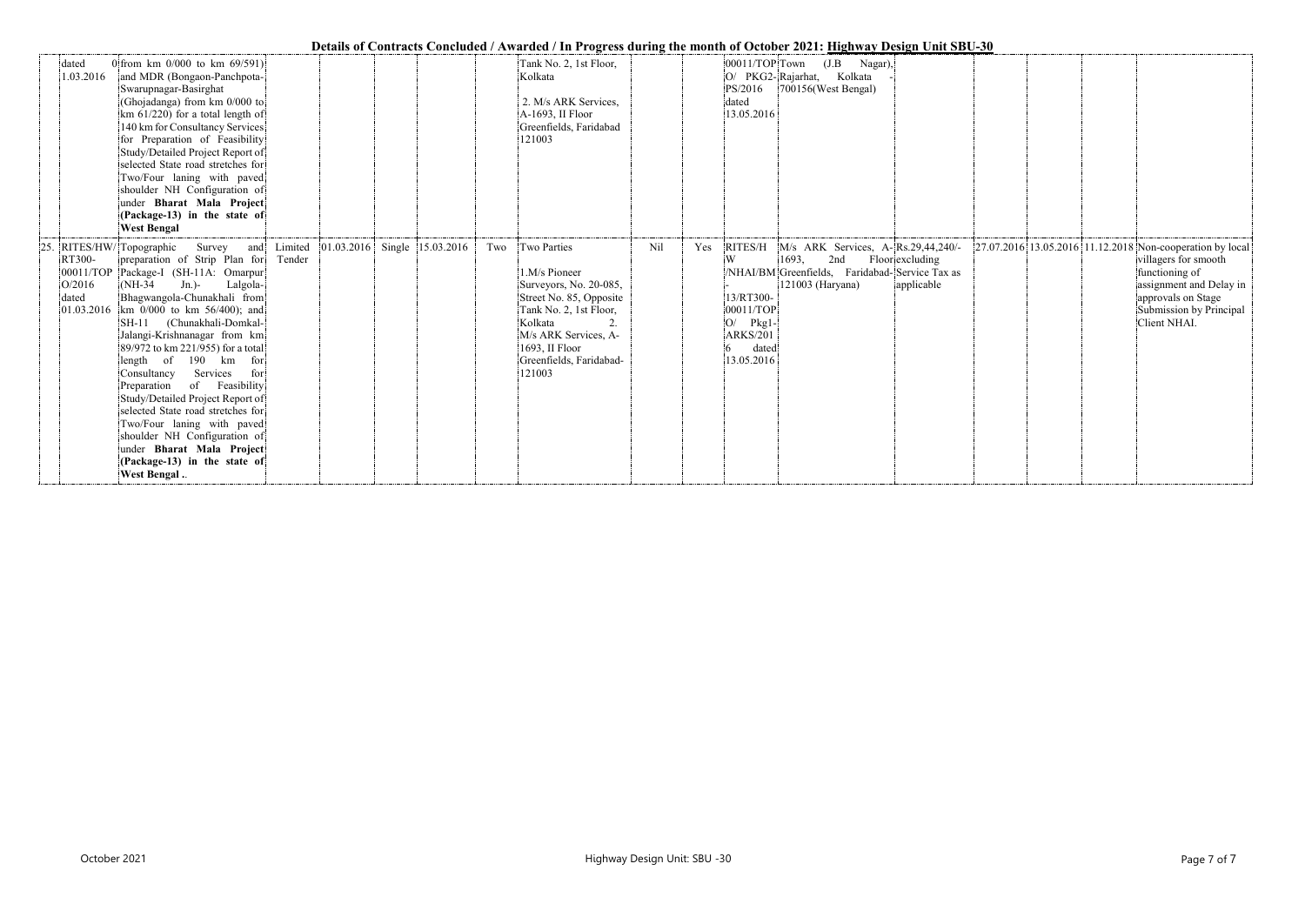**Details of Contracts Concluded / Awarded / In Progress during the month of October 2021: Highway Design Unit SBU-30**

| | | | | | | | | | | | | | | | | | | |
|---|---|---|---|---|---|---|---|---|---|---|---|---|---|---|---|---|---|---|
| | dated 1.03.2016 | 0 from km 0/000 to km 69/591) and MDR (Bongaon-Panchpota-Swarupnagar-Basirghat (Ghojadanga) from km 0/000 to km 61/220) for a total length of 140 km for Consultancy Services for Preparation of Feasibility Study/Detailed Project Report of selected State road stretches for Two/Four laning with paved shoulder NH Configuration of under **Bharat Mala Project (Package-13) in the state of West Bengal** | | | | | | Tank No. 2, 1st Floor, Kolkata<br><br>2. M/s ARK Services, A-1693, II Floor Greenfields, Faridabad 121003 | | | 00011/TOP/O/ PKG2-PS/2016 dated 13.05.2016 | Town (J.B Nagar), Rajarhat, Kolkata - 700156(West Bengal) | | | | | |
| 25. | RITES/HW/RT300-00011/TOP/O/2016 dated 01.03.2016 | Topographic Survey and preparation of Strip Plan for Package-I (SH-11A: Omarpur (NH-34 Jn.)- Lalgola-Bhagwangola-Chunakhali from km 0/000 to km 56/400); and SH-11 (Chunakhali-Domkal-Jalangi-Krishnanagar from km 89/972 to km 221/955) for a total length of 190 km for Consultancy Services for Preparation of Feasibility Study/Detailed Project Report of selected State road stretches for Two/Four laning with paved shoulder NH Configuration of under **Bharat Mala Project (Package-13) in the state of West Bengal .** | Limited Tender | 01.03.2016 | Single | 15.03.2016 | Two | Two Parties<br><br>1.M/s Pioneer Surveyors, No. 20-085, Street No. 85, Opposite Tank No. 2, 1st Floor, Kolkata 2. M/s ARK Services, A-1693, II Floor Greenfields, Faridabad-121003 | Nil | Yes | RITES/HW/NHAI/BM-13/RT300-00011/TOP/O/ Pkg1-ARKS/2016 dated 13.05.2016 | M/s ARK Services, A-1693, 2nd Floor Greenfields, Faridabad-121003 (Haryana) | Rs.29,44,240/- excluding Service Tax as applicable | 27.07.2016 | 13.05.2016 | 11.12.2018 | | | Non-cooperation by local villagers for smooth functioning of assignment and Delay in approvals on Stage Submission by Principal Client NHAI. |